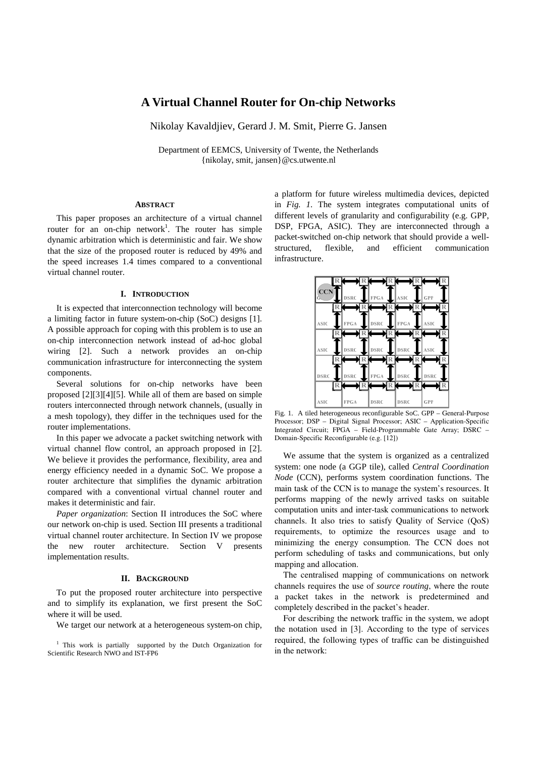# A Virtual Channel Router for On-chip Networks

Nikolay Kavaldjiev, Gerard J. M. Smit, Pierre G. Jansen

Department of EEMCS, University of Twente, the Netherlands
{nikolay, smit, jansen}@cs.utwente.nl

### Abstract

This paper proposes an architecture of a virtual channel router for an on-chip network[1]. The router has simple dynamic arbitration which is deterministic and fair. We show that the size of the proposed router is reduced by 49% and the speed increases 1.4 times compared to a conventional virtual channel router.

## I. Introduction

It is expected that interconnection technology will become a limiting factor in future system-on-chip (SoC) designs [1]. A possible approach for coping with this problem is to use an on-chip interconnection network instead of ad-hoc global wiring [2]. Such a network provides an on-chip communication infrastructure for interconnecting the system components.

Several solutions for on-chip networks have been proposed [2][3][4][5]. While all of them are based on simple routers interconnected through network channels, (usually in a mesh topology), they differ in the techniques used for the router implementations.

In this paper we advocate a packet switching network with virtual channel flow control, an approach proposed in [2]. We believe it provides the performance, flexibility, area and energy efficiency needed in a dynamic SoC. We propose a router architecture that simplifies the dynamic arbitration compared with a conventional virtual channel router and makes it deterministic and fair.

*Paper organization*: Section II introduces the SoC where our network on-chip is used. Section III presents a traditional virtual channel router architecture. In Section IV we propose the new router architecture. Section V presents implementation results.

## II. Background

To put the proposed router architecture into perspective and to simplify its explanation, we first present the SoC where it will be used.

We target our network at a heterogeneous system-on chip, a platform for future wireless multimedia devices, depicted in *Fig. 1*. The system integrates computational units of different levels of granularity and configurability (e.g. GPP, DSP, FPGA, ASIC). They are interconnected through a packet-switched on-chip network that should provide a well-structured, flexible, and efficient communication infrastructure.

Fig. 1. A tiled heterogeneous reconfigurable SoC. GPP – General-Purpose Processor; DSP – Digital Signal Processor; ASIC – Application-Specific Integrated Circuit; FPGA – Field-Programmable Gate Array; DSRC – Domain-Specific Reconfigurable (e.g. [12])

We assume that the system is organized as a centralized system: one node (a GGP tile), called *Central Coordination Node* (CCN), performs system coordination functions. The main task of the CCN is to manage the system's resources. It performs mapping of the newly arrived tasks on suitable computation units and inter-task communications to network channels. It also tries to satisfy Quality of Service (QoS) requirements, to optimize the resources usage and to minimizing the energy consumption. The CCN does not perform scheduling of tasks and communications, but only mapping and allocation.

The centralised mapping of communications on network channels requires the use of *source routing*, where the route a packet takes in the network is predetermined and completely described in the packet's header.

For describing the network traffic in the system, we adopt the notation used in [3]. According to the type of services required, the following types of traffic can be distinguished in the network:

[1] This work is partially supported by the Dutch Organization for Scientific Research NWO and IST-FP6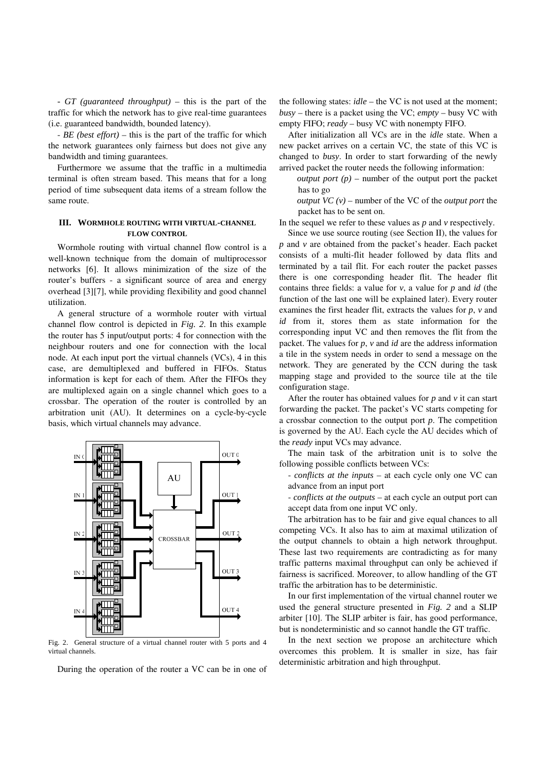- *GT (guaranteed throughput)* – this is the part of the traffic for which the network has to give real-time guarantees (i.e. guaranteed bandwidth, bounded latency).

- *BE (best effort)* – this is the part of the traffic for which the network guarantees only fairness but does not give any bandwidth and timing guarantees.

Furthermore we assume that the traffic in a multimedia terminal is often stream based. This means that for a long period of time subsequent data items of a stream follow the same route.

### III. Wormhole Routing with Virtual-Channel Flow Control

Wormhole routing with virtual channel flow control is a well-known technique from the domain of multiprocessor networks [6]. It allows minimization of the size of the router's buffers - a significant source of area and energy overhead [3][7], while providing flexibility and good channel utilization.

A general structure of a wormhole router with virtual channel flow control is depicted in *Fig. 2*. In this example the router has 5 input/output ports: 4 for connection with the neighbour routers and one for connection with the local node. At each input port the virtual channels (VCs), 4 in this case, are demultiplexed and buffered in FIFOs. Status information is kept for each of them. After the FIFOs they are multiplexed again on a single channel which goes to a crossbar. The operation of the router is controlled by an arbitration unit (AU). It determines on a cycle-by-cycle basis, which virtual channels may advance.

Fig. 2. General structure of a virtual channel router with 5 ports and 4 virtual channels.

During the operation of the router a VC can be in one of the following states: *idle* – the VC is not used at the moment; *busy* – there is a packet using the VC; *empty* – busy VC with empty FIFO; *ready* – busy VC with nonempty FIFO.

After initialization all VCs are in the *idle* state. When a new packet arrives on a certain VC, the state of this VC is changed to *busy*. In order to start forwarding of the newly arrived packet the router needs the following information:

*output port (p)* – number of the output port the packet has to go

*output VC (v)* – number of the VC of the *output port* the packet has to be sent on.

In the sequel we refer to these values as *p* and *v* respectively.

Since we use source routing (see Section II), the values for *p* and *v* are obtained from the packet's header. Each packet consists of a multi-flit header followed by data flits and terminated by a tail flit. For each router the packet passes there is one corresponding header flit. The header flit contains three fields: a value for *v*, a value for *p* and *id* (the function of the last one will be explained later). Every router examines the first header flit, extracts the values for *p*, *v* and *id* from it, stores them as state information for the corresponding input VC and then removes the flit from the packet. The values for *p*, *v* and *id* are the address information a tile in the system needs in order to send a message on the network. They are generated by the CCN during the task mapping stage and provided to the source tile at the tile configuration stage.

After the router has obtained values for *p* and *v* it can start forwarding the packet. The packet's VC starts competing for a crossbar connection to the output port *p*. The competition is governed by the AU. Each cycle the AU decides which of the *ready* input VCs may advance.

The main task of the arbitration unit is to solve the following possible conflicts between VCs:

- *conflicts at the inputs* – at each cycle only one VC can advance from an input port

- *conflicts at the outputs* – at each cycle an output port can accept data from one input VC only.

The arbitration has to be fair and give equal chances to all competing VCs. It also has to aim at maximal utilization of the output channels to obtain a high network throughput. These last two requirements are contradicting as for many traffic patterns maximal throughput can only be achieved if fairness is sacrificed. Moreover, to allow handling of the GT traffic the arbitration has to be deterministic.

In our first implementation of the virtual channel router we used the general structure presented in *Fig. 2* and a SLIP arbiter [10]. The SLIP arbiter is fair, has good performance, but is nondeterministic and so cannot handle the GT traffic.

In the next section we propose an architecture which overcomes this problem. It is smaller in size, has fair deterministic arbitration and high throughput.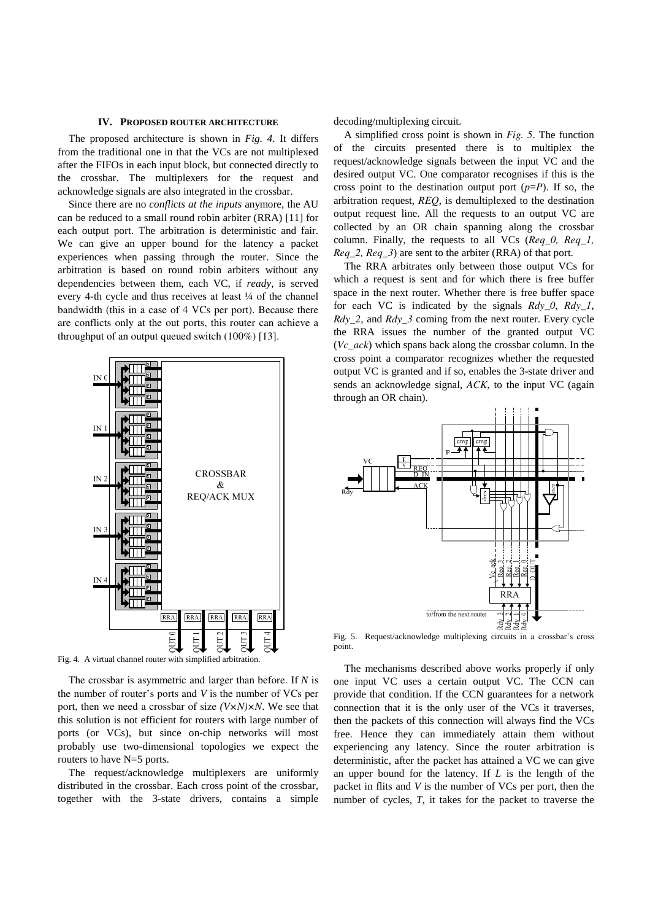## IV. Proposed Router Architecture

The proposed architecture is shown in *Fig. 4*. It differs from the traditional one in that the VCs are not multiplexed after the FIFOs in each input block, but connected directly to the crossbar. The multiplexers for the request and acknowledge signals are also integrated in the crossbar.

Since there are no *conflicts at the inputs* anymore, the AU can be reduced to a small round robin arbiter (RRA) [11] for each output port. The arbitration is deterministic and fair. We can give an upper bound for the latency a packet experiences when passing through the router. Since the arbitration is based on round robin arbiters without any dependencies between them, each VC, if *ready*, is served every 4-th cycle and thus receives at least ¼ of the channel bandwidth (this in a case of 4 VCs per port). Because there are conflicts only at the out ports, this router can achieve a throughput of an output queued switch (100%) [13].

Fig. 4. A virtual channel router with simplified arbitration.

The crossbar is asymmetric and larger than before. If $N$ is the number of router's ports and $V$ is the number of VCs per port, then we need a crossbar of size $(V\times N)\times N$. We see that this solution is not efficient for routers with large number of ports (or VCs), but since on-chip networks will most probably use two-dimensional topologies we expect the routers to have N=5 ports.

The request/acknowledge multiplexers are uniformly distributed in the crossbar. Each cross point of the crossbar, together with the 3-state drivers, contains a simple decoding/multiplexing circuit.

A simplified cross point is shown in *Fig. 5*. The function of the circuits presented there is to multiplex the request/acknowledge signals between the input VC and the desired output VC. One comparator recognises if this is the cross point to the destination output port ($p=P$). If so, the arbitration request, *REQ*, is demultiplexed to the destination output request line. All the requests to an output VC are collected by an OR chain spanning along the crossbar column. Finally, the requests to all VCs (*Req_0, Req_1, Req_2, Req_3*) are sent to the arbiter (RRA) of that port.

The RRA arbitrates only between those output VCs for which a request is sent and for which there is free buffer space in the next router. Whether there is free buffer space for each VC is indicated by the signals *Rdy_0*, *Rdy_1*, *Rdy_2*, and *Rdy_3* coming from the next router. Every cycle the RRA issues the number of the granted output VC (*Vc_ack*) which spans back along the crossbar column. In the cross point a comparator recognizes whether the requested output VC is granted and if so, enables the 3-state driver and sends an acknowledge signal, *ACK*, to the input VC (again through an OR chain).

Fig. 5. Request/acknowledge multiplexing circuits in a crossbar's cross point.

The mechanisms described above works properly if only one input VC uses a certain output VC. The CCN can provide that condition. If the CCN guarantees for a network connection that it is the only user of the VCs it traverses, then the packets of this connection will always find the VCs free. Hence they can immediately attain them without experiencing any latency. Since the router arbitration is deterministic, after the packet has attained a VC we can give an upper bound for the latency. If $L$ is the length of the packet in flits and $V$ is the number of VCs per port, then the number of cycles, $T$, it takes for the packet to traverse the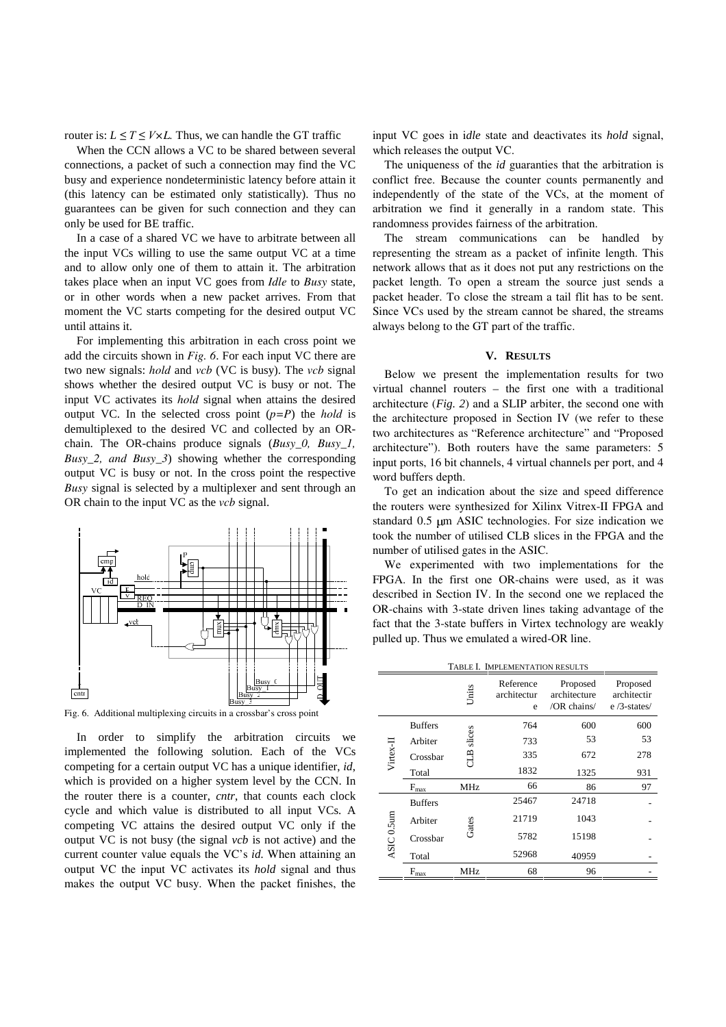router is: $L \leq T \leq V \times L$. Thus, we can handle the GT traffic

When the CCN allows a VC to be shared between several connections, a packet of such a connection may find the VC busy and experience nondeterministic latency before attain it (this latency can be estimated only statistically). Thus no guarantees can be given for such connection and they can only be used for BE traffic.

In a case of a shared VC we have to arbitrate between all the input VCs willing to use the same output VC at a time and to allow only one of them to attain it. The arbitration takes place when an input VC goes from *Idle* to *Busy* state, or in other words when a new packet arrives. From that moment the VC starts competing for the desired output VC until attains it.

For implementing this arbitration in each cross point we add the circuits shown in *Fig. 6*. For each input VC there are two new signals: *hold* and *vcb* (VC is busy). The *vcb* signal shows whether the desired output VC is busy or not. The input VC activates its *hold* signal when attains the desired output VC. In the selected cross point ($p=P$) the *hold* is demultiplexed to the desired VC and collected by an OR-chain. The OR-chains produce signals (*Busy_0, Busy_1, Busy_2, and Busy_3*) showing whether the corresponding output VC is busy or not. In the cross point the respective *Busy* signal is selected by a multiplexer and sent through an OR chain to the input VC as the *vcb* signal.

Fig. 6. Additional multiplexing circuits in a crossbar's cross point

In order to simplify the arbitration circuits we implemented the following solution. Each of the VCs competing for a certain output VC has a unique identifier, *id*, which is provided on a higher system level by the CCN. In the router there is a counter, *cntr*, that counts each clock cycle and which value is distributed to all input VCs. A competing VC attains the desired output VC only if the output VC is not busy (the signal *vcb* is not active) and the current counter value equals the VC's *id*. When attaining an output VC the input VC activates its *hold* signal and thus makes the output VC busy. When the packet finishes, the input VC goes in i*dle* state and deactivates its *hold* signal, which releases the output VC.

The uniqueness of the *id* guaranties that the arbitration is conflict free. Because the counter counts permanently and independently of the state of the VCs, at the moment of arbitration we find it generally in a random state. This randomness provides fairness of the arbitration.

The stream communications can be handled by representing the stream as a packet of infinite length. This network allows that as it does not put any restrictions on the packet length. To open a stream the source just sends a packet header. To close the stream a tail flit has to be sent. Since VCs used by the stream cannot be shared, the streams always belong to the GT part of the traffic.

## V. RESULTS

Below we present the implementation results for two virtual channel routers – the first one with a traditional architecture (*Fig. 2*) and a SLIP arbiter, the second one with the architecture proposed in Section IV (we refer to these two architectures as "Reference architecture" and "Proposed architecture"). Both routers have the same parameters: 5 input ports, 16 bit channels, 4 virtual channels per port, and 4 word buffers depth.

To get an indication about the size and speed difference the routers were synthesized for Xilinx Vitrex-II FPGA and standard 0.5 μm ASIC technologies. For size indication we took the number of utilised CLB slices in the FPGA and the number of utilised gates in the ASIC.

We experimented with two implementations for the FPGA. In the first one OR-chains were used, as it was described in Section IV. In the second one we replaced the OR-chains with 3-state driven lines taking advantage of the fact that the 3-state buffers in Virtex technology are weakly pulled up. Thus we emulated a wired-OR line.

TABLE I. IMPLEMENTATION RESULTS

| | | Units | Reference architecture | Proposed architecture /OR chains/ | Proposed architecture /3-states/ |
|---|---|---|---|---|---|
| Virtex-II | Buffers | CLB slices | 764 | 600 | 600 |
| | Arbiter | | 733 | 53 | 53 |
| | Crossbar | | 335 | 672 | 278 |
| | Total | | 1832 | 1325 | 931 |
| | $F_{max}$ | MHz | 66 | 86 | 97 |
| ASIC 0.5um | Buffers | Gates | 25467 | 24718 | - |
| | Arbiter | | 21719 | 1043 | - |
| | Crossbar | | 5782 | 15198 | - |
| | Total | | 52968 | 40959 | - |
| | $F_{max}$ | MHz | 68 | 96 | - |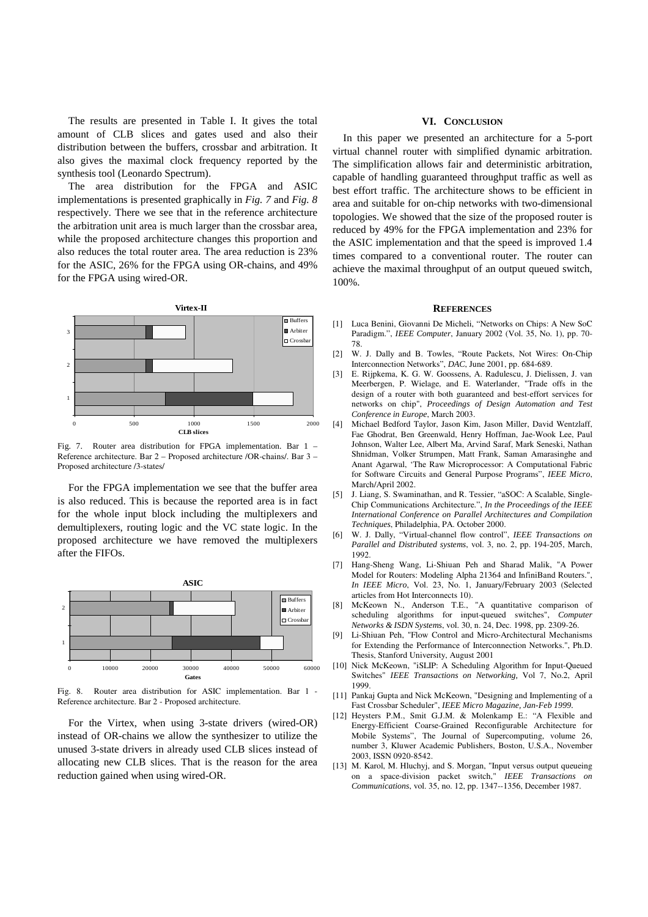The results are presented in Table I. It gives the total amount of CLB slices and gates used and also their distribution between the buffers, crossbar and arbitration. It also gives the maximal clock frequency reported by the synthesis tool (Leonardo Spectrum).

The area distribution for the FPGA and ASIC implementations is presented graphically in *Fig. 7* and *Fig. 8* respectively. There we see that in the reference architecture the arbitration unit area is much larger than the crossbar area, while the proposed architecture changes this proportion and also reduces the total router area. The area reduction is 23% for the ASIC, 26% for the FPGA using OR-chains, and 49% for the FPGA using wired-OR.

Virtex-II

Buffers
Arbiter
Crossbar

3
2
1

0 500 1000 1500 2000
CLB slices

Fig. 7. Router area distribution for FPGA implementation. Bar 1 – Reference architecture. Bar 2 – Proposed architecture /OR-chains/. Bar 3 – Proposed architecture /3-states/

For the FPGA implementation we see that the buffer area is also reduced. This is because the reported area is in fact for the whole input block including the multiplexers and demultiplexers, routing logic and the VC state logic. In the proposed architecture we have removed the multiplexers after the FIFOs.

ASIC

Buffers
Arbiter
Crossbar

2
1

0 10000 20000 30000 40000 50000 60000
Gates

Fig. 8. Router area distribution for ASIC implementation. Bar 1 - Reference architecture. Bar 2 - Proposed architecture.

For the Virtex, when using 3-state drivers (wired-OR) instead of OR-chains we allow the synthesizer to utilize the unused 3-state drivers in already used CLB slices instead of allocating new CLB slices. That is the reason for the area reduction gained when using wired-OR.

## VI. Conclusion

In this paper we presented an architecture for a 5-port virtual channel router with simplified dynamic arbitration. The simplification allows fair and deterministic arbitration, capable of handling guaranteed throughput traffic as well as best effort traffic. The architecture shows to be efficient in area and suitable for on-chip networks with two-dimensional topologies. We showed that the size of the proposed router is reduced by 49% for the FPGA implementation and 23% for the ASIC implementation and that the speed is improved 1.4 times compared to a conventional router. The router can achieve the maximal throughput of an output queued switch, 100%.

## References

[1] Luca Benini, Giovanni De Micheli, "Networks on Chips: A New SoC Paradigm.", *IEEE Computer*, January 2002 (Vol. 35, No. 1), pp. 70-78.

[2] W. J. Dally and B. Towles, "Route Packets, Not Wires: On-Chip Interconnection Networks", *DAC*, June 2001, pp. 684-689.

[3] E. Rijpkema, K. G. W. Goossens, A. Radulescu, J. Dielissen, J. van Meerbergen, P. Wielage, and E. Waterlander, "Trade offs in the design of a router with both guaranteed and best-effort services for networks on chip", *Proceedings of Design Automation and Test Conference in Europe*, March 2003.

[4] Michael Bedford Taylor, Jason Kim, Jason Miller, David Wentzlaff, Fae Ghodrat, Ben Greenwald, Henry Hoffman, Jae-Wook Lee, Paul Johnson, Walter Lee, Albert Ma, Arvind Saraf, Mark Seneski, Nathan Shnidman, Volker Strumpen, Matt Frank, Saman Amarasinghe and Anant Agarwal, 'The Raw Microprocessor: A Computational Fabric for Software Circuits and General Purpose Programs", *IEEE Micro*, March/April 2002.

[5] J. Liang, S. Swaminathan, and R. Tessier, "aSOC: A Scalable, Single-Chip Communications Architecture.", *In the Proceedings of the IEEE International Conference on Parallel Architectures and Compilation Techniques*, Philadelphia, PA. October 2000.

[6] W. J. Dally, "Virtual-channel flow control", *IEEE Transactions on Parallel and Distributed systems*, vol. 3, no. 2, pp. 194-205, March, 1992.

[7] Hang-Sheng Wang, Li-Shiuan Peh and Sharad Malik, "A Power Model for Routers: Modeling Alpha 21364 and InfiniBand Routers.", *In IEEE Micro*, Vol. 23, No. 1, January/February 2003 (Selected articles from Hot Interconnects 10).

[8] McKeown N., Anderson T.E., "A quantitative comparison of scheduling algorithms for input-queued switches", *Computer Networks & ISDN Systems*, vol. 30, n. 24, Dec. 1998, pp. 2309-26.

[9] Li-Shiuan Peh, "Flow Control and Micro-Architectural Mechanisms for Extending the Performance of Interconnection Networks.", Ph.D. Thesis, Stanford University, August 2001

[10] Nick McKeown, "iSLIP: A Scheduling Algorithm for Input-Queued Switches" *IEEE Transactions on Networking,* Vol 7, No.2, April 1999.

[11] Pankaj Gupta and Nick McKeown, "Designing and Implementing of a Fast Crossbar Scheduler", *IEEE Micro Magazine, Jan-Feb 1999.*

[12] Heysters P.M., Smit G.J.M. & Molenkamp E.: "A Flexible and Energy-Efficient Coarse-Grained Reconfigurable Architecture for Mobile Systems", The Journal of Supercomputing, volume 26, number 3, Kluwer Academic Publishers, Boston, U.S.A., November 2003, ISSN 0920-8542.

[13] M. Karol, M. Hluchyj, and S. Morgan, "Input versus output queueing on a space-division packet switch," *IEEE Transactions on Communications*, vol. 35, no. 12, pp. 1347--1356, December 1987.